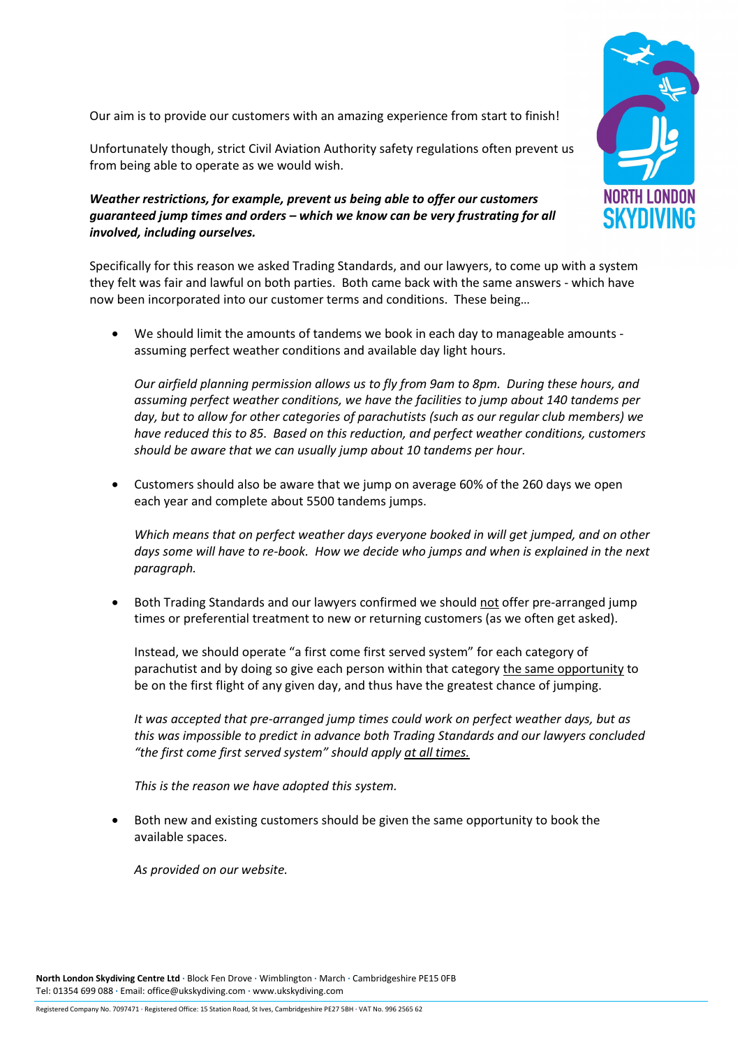Our aim is to provide our customers with an amazing experience from start to finish!

Unfortunately though, strict Civil Aviation Authority safety regulations often prevent us from being able to operate as we would wish.

***Weather restrictions, for example, prevent us being able to offer our customers guaranteed jump times and orders – which we know can be very frustrating for all involved, including ourselves.***

Specifically for this reason we asked Trading Standards, and our lawyers, to come up with a system they felt was fair and lawful on both parties. Both came back with the same answers - which have now been incorporated into our customer terms and conditions. These being…

- We should limit the amounts of tandems we book in each day to manageable amounts - assuming perfect weather conditions and available day light hours.

  *Our airfield planning permission allows us to fly from 9am to 8pm. During these hours, and assuming perfect weather conditions, we have the facilities to jump about 140 tandems per day, but to allow for other categories of parachutists (such as our regular club members) we have reduced this to 85. Based on this reduction, and perfect weather conditions, customers should be aware that we can usually jump about 10 tandems per hour.*

- Customers should also be aware that we jump on average 60% of the 260 days we open each year and complete about 5500 tandems jumps.

  *Which means that on perfect weather days everyone booked in will get jumped, and on other days some will have to re-book. How we decide who jumps and when is explained in the next paragraph.*

- Both Trading Standards and our lawyers confirmed we should <u>not</u> offer pre-arranged jump times or preferential treatment to new or returning customers (as we often get asked).

  Instead, we should operate "a first come first served system" for each category of parachutist and by doing so give each person within that category <u>the same opportunity</u> to be on the first flight of any given day, and thus have the greatest chance of jumping.

  *It was accepted that pre-arranged jump times could work on perfect weather days, but as this was impossible to predict in advance both Trading Standards and our lawyers concluded "the first come first served system" should apply <u>at all times.</u>*

  *This is the reason we have adopted this system.*

- Both new and existing customers should be given the same opportunity to book the available spaces.

  *As provided on our website.*

**North London Skydiving Centre Ltd** · Block Fen Drove · Wimblington · March · Cambridgeshire PE15 0FB
Tel: 01354 699 088 · Email: office@ukskydiving.com · www.ukskydiving.com

Registered Company No. 7097471 · Registered Office: 15 Station Road, St Ives, Cambridgeshire PE27 5BH · VAT No. 996 2565 62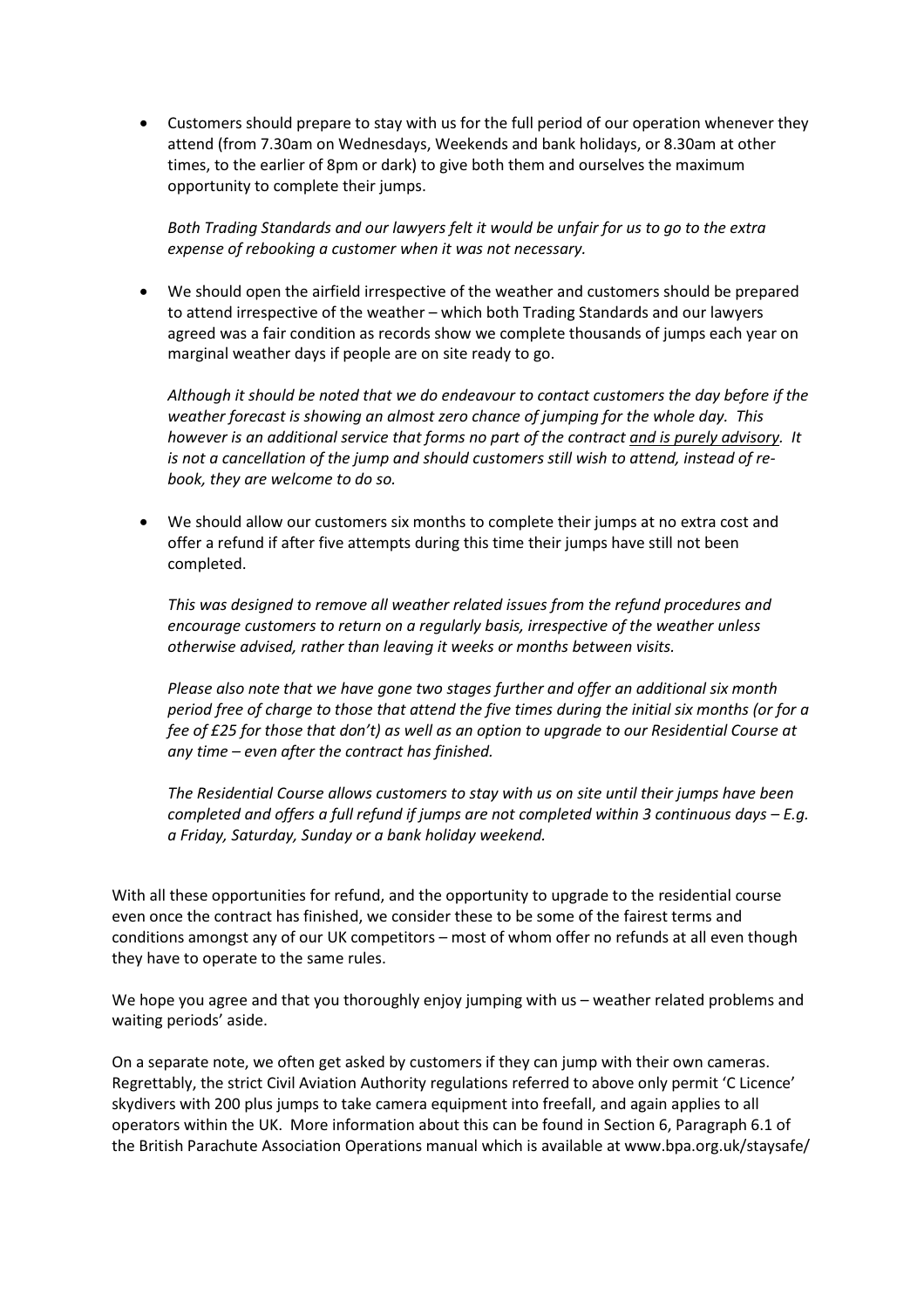- Customers should prepare to stay with us for the full period of our operation whenever they attend (from 7.30am on Wednesdays, Weekends and bank holidays, or 8.30am at other times, to the earlier of 8pm or dark) to give both them and ourselves the maximum opportunity to complete their jumps.

  *Both Trading Standards and our lawyers felt it would be unfair for us to go to the extra expense of rebooking a customer when it was not necessary.*

- We should open the airfield irrespective of the weather and customers should be prepared to attend irrespective of the weather – which both Trading Standards and our lawyers agreed was a fair condition as records show we complete thousands of jumps each year on marginal weather days if people are on site ready to go.

  *Although it should be noted that we do endeavour to contact customers the day before if the weather forecast is showing an almost zero chance of jumping for the whole day. This however is an additional service that forms no part of the contract <u>and is purely advisory</u>. It is not a cancellation of the jump and should customers still wish to attend, instead of re-book, they are welcome to do so.*

- We should allow our customers six months to complete their jumps at no extra cost and offer a refund if after five attempts during this time their jumps have still not been completed.

  *This was designed to remove all weather related issues from the refund procedures and encourage customers to return on a regularly basis, irrespective of the weather unless otherwise advised, rather than leaving it weeks or months between visits.*

  *Please also note that we have gone two stages further and offer an additional six month period free of charge to those that attend the five times during the initial six months (or for a fee of £25 for those that don't) as well as an option to upgrade to our Residential Course at any time – even after the contract has finished.*

  *The Residential Course allows customers to stay with us on site until their jumps have been completed and offers a full refund if jumps are not completed within 3 continuous days – E.g. a Friday, Saturday, Sunday or a bank holiday weekend.*

With all these opportunities for refund, and the opportunity to upgrade to the residential course even once the contract has finished, we consider these to be some of the fairest terms and conditions amongst any of our UK competitors – most of whom offer no refunds at all even though they have to operate to the same rules.

We hope you agree and that you thoroughly enjoy jumping with us – weather related problems and waiting periods' aside.

On a separate note, we often get asked by customers if they can jump with their own cameras. Regrettably, the strict Civil Aviation Authority regulations referred to above only permit 'C Licence' skydivers with 200 plus jumps to take camera equipment into freefall, and again applies to all operators within the UK. More information about this can be found in Section 6, Paragraph 6.1 of the British Parachute Association Operations manual which is available at www.bpa.org.uk/staysafe/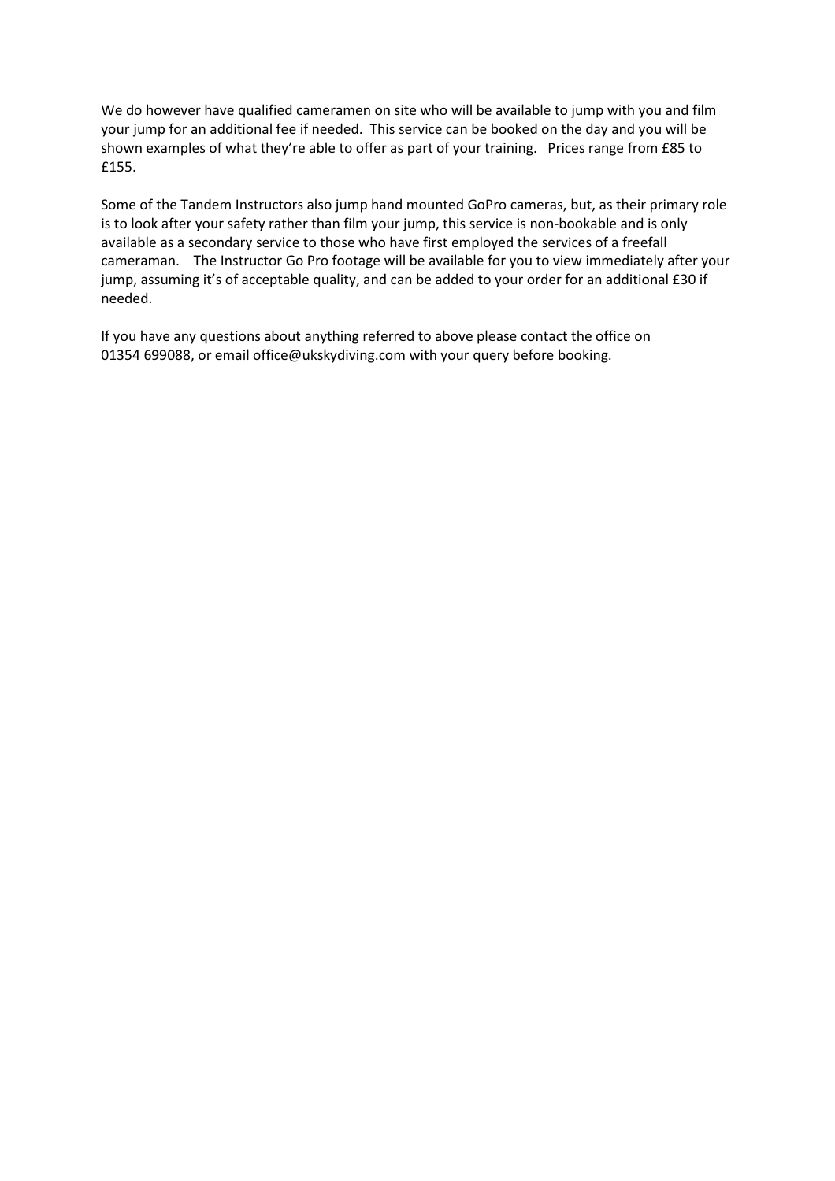We do however have qualified cameramen on site who will be available to jump with you and film your jump for an additional fee if needed. This service can be booked on the day and you will be shown examples of what they're able to offer as part of your training. Prices range from £85 to £155.

Some of the Tandem Instructors also jump hand mounted GoPro cameras, but, as their primary role is to look after your safety rather than film your jump, this service is non-bookable and is only available as a secondary service to those who have first employed the services of a freefall cameraman. The Instructor Go Pro footage will be available for you to view immediately after your jump, assuming it's of acceptable quality, and can be added to your order for an additional £30 if needed.

If you have any questions about anything referred to above please contact the office on 01354 699088, or email office@ukskydiving.com with your query before booking.